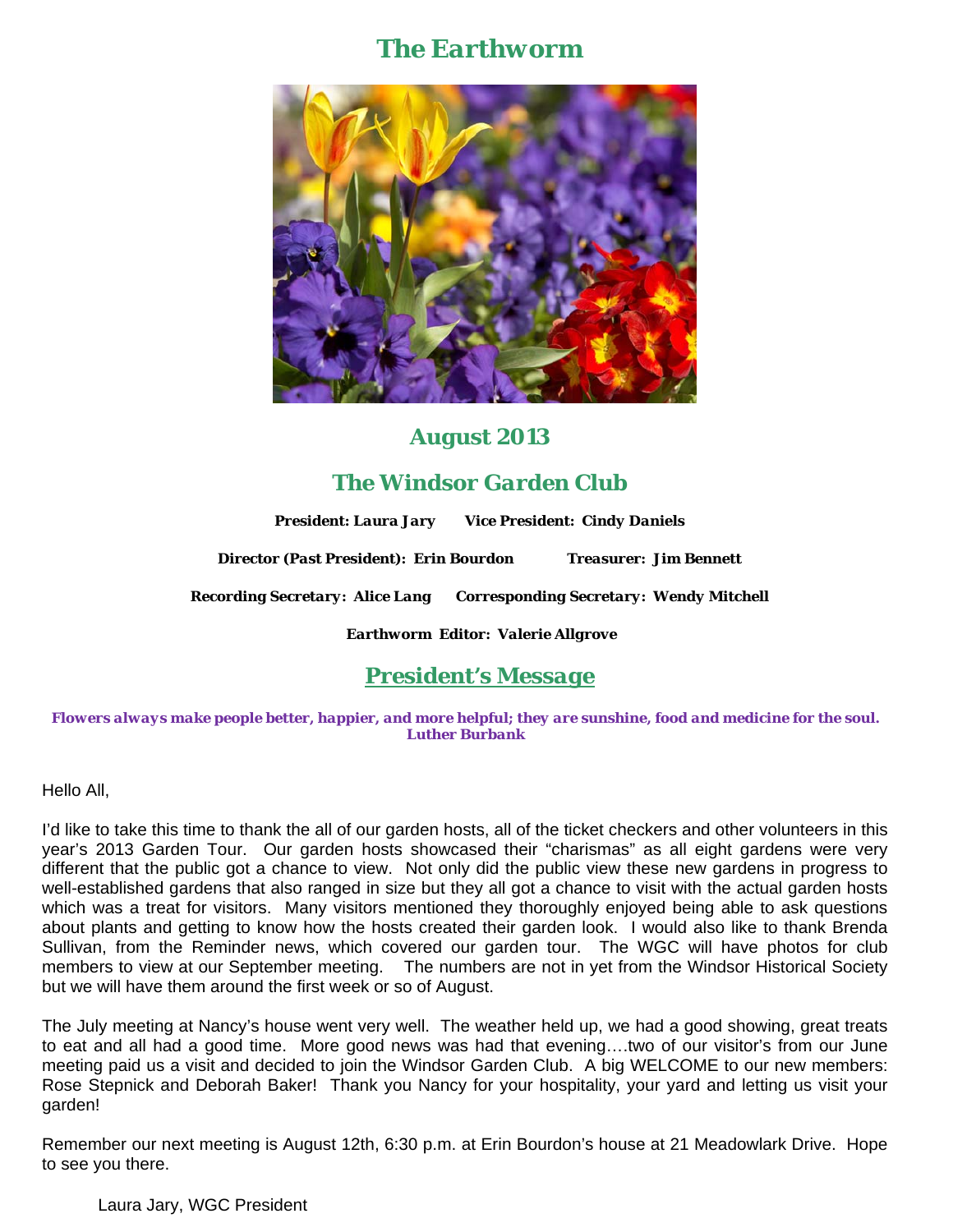# The Earthworm

## August 2013

## The Windsor Garden Club

**President: Laura Jary** **Vice President: Cindy Daniels**

**Director (Past President): Erin Bourdon** **Treasurer: Jim Bennett**

**Recording Secretary: Alice Lang** **Corresponding Secretary: Wendy Mitchell**

**Earthworm Editor: Valerie Allgrove**

## President's Message

***Flowers always make people better, happier, and more helpful; they are sunshine, food and medicine for the soul. Luther Burbank***

Hello All,

I'd like to take this time to thank the all of our garden hosts, all of the ticket checkers and other volunteers in this year's 2013 Garden Tour. Our garden hosts showcased their "charismas" as all eight gardens were very different that the public got a chance to view. Not only did the public view these new gardens in progress to well-established gardens that also ranged in size but they all got a chance to visit with the actual garden hosts which was a treat for visitors. Many visitors mentioned they thoroughly enjoyed being able to ask questions about plants and getting to know how the hosts created their garden look. I would also like to thank Brenda Sullivan, from the Reminder news, which covered our garden tour. The WGC will have photos for club members to view at our September meeting. The numbers are not in yet from the Windsor Historical Society but we will have them around the first week or so of August.

The July meeting at Nancy's house went very well. The weather held up, we had a good showing, great treats to eat and all had a good time. More good news was had that evening….two of our visitor's from our June meeting paid us a visit and decided to join the Windsor Garden Club. A big WELCOME to our new members: Rose Stepnick and Deborah Baker! Thank you Nancy for your hospitality, your yard and letting us visit your garden!

Remember our next meeting is August 12th, 6:30 p.m. at Erin Bourdon's house at 21 Meadowlark Drive. Hope to see you there.

Laura Jary, WGC President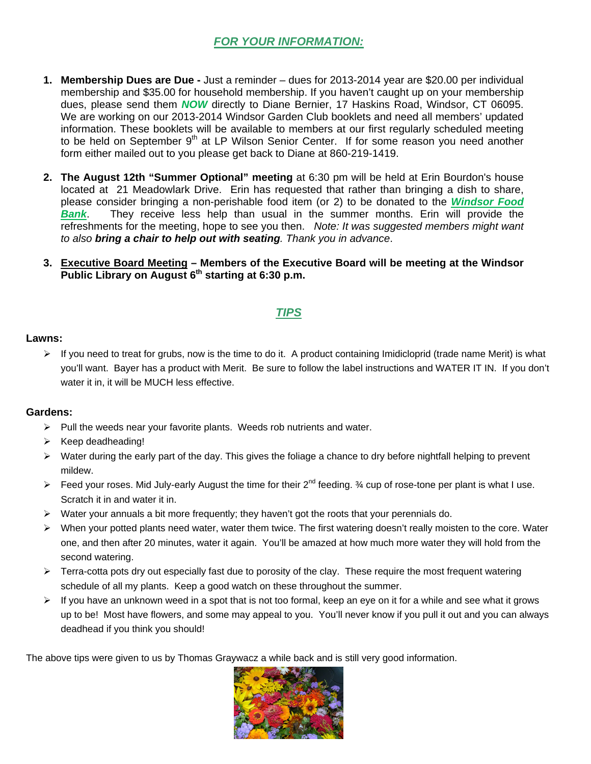## *FOR YOUR INFORMATION:*

1. **Membership Dues are Due -** Just a reminder – dues for 2013-2014 year are $20.00 per individual membership and $35.00 for household membership. If you haven't caught up on your membership dues, please send them ***NOW*** directly to Diane Bernier, 17 Haskins Road, Windsor, CT 06095. We are working on our 2013-2014 Windsor Garden Club booklets and need all members' updated information. These booklets will be available to members at our first regularly scheduled meeting to be held on September 9th at LP Wilson Senior Center. If for some reason you need another form either mailed out to you please get back to Diane at 860-219-1419.

2. **The August 12th "Summer Optional" meeting** at 6:30 pm will be held at Erin Bourdon's house located at 21 Meadowlark Drive. Erin has requested that rather than bringing a dish to share, please consider bringing a non-perishable food item (or 2) to be donated to the ***Windsor Food Bank***. They receive less help than usual in the summer months. Erin will provide the refreshments for the meeting, hope to see you then. *Note: It was suggested members might want to also **bring a chair to help out with seating**. Thank you in advance.*

3. **Executive Board Meeting – Members of the Executive Board will be meeting at the Windsor Public Library on August 6th starting at 6:30 p.m.**

## *TIPS*

**Lawns:**

- If you need to treat for grubs, now is the time to do it. A product containing Imidicloprid (trade name Merit) is what you'll want. Bayer has a product with Merit. Be sure to follow the label instructions and WATER IT IN. If you don't water it in, it will be MUCH less effective.

**Gardens:**

- Pull the weeds near your favorite plants. Weeds rob nutrients and water.
- Keep deadheading!
- Water during the early part of the day. This gives the foliage a chance to dry before nightfall helping to prevent mildew.
- Feed your roses. Mid July-early August the time for their 2nd feeding. ¾ cup of rose-tone per plant is what I use. Scratch it in and water it in.
- Water your annuals a bit more frequently; they haven't got the roots that your perennials do.
- When your potted plants need water, water them twice. The first watering doesn't really moisten to the core. Water one, and then after 20 minutes, water it again. You'll be amazed at how much more water they will hold from the second watering.
- Terra-cotta pots dry out especially fast due to porosity of the clay. These require the most frequent watering schedule of all my plants. Keep a good watch on these throughout the summer.
- If you have an unknown weed in a spot that is not too formal, keep an eye on it for a while and see what it grows up to be! Most have flowers, and some may appeal to you. You'll never know if you pull it out and you can always deadhead if you think you should!

The above tips were given to us by Thomas Graywacz a while back and is still very good information.